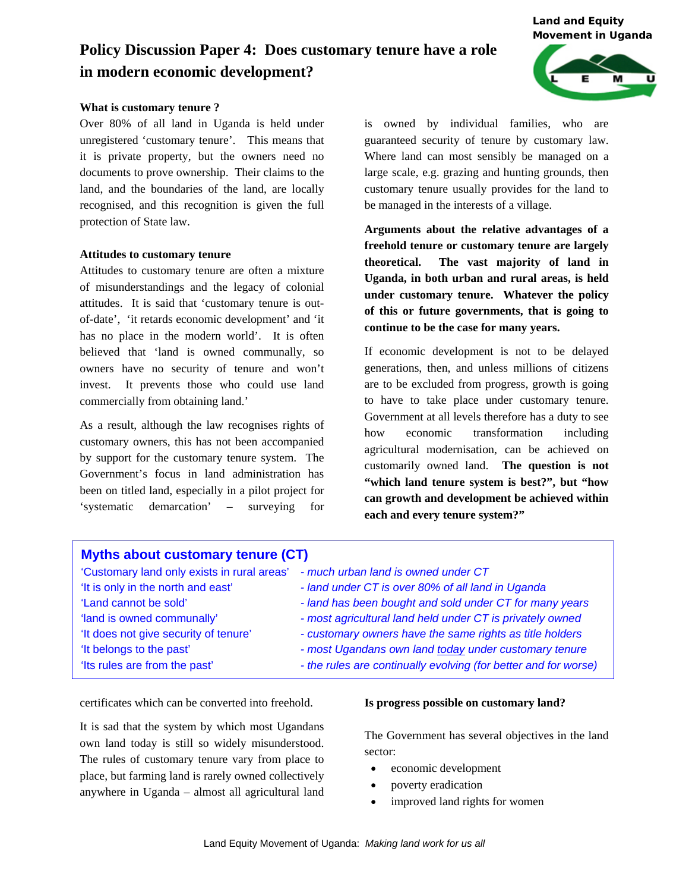Land and Equity Movement in Uganda

# Policy Discussion Paper 4: Does customary tenure have a role in modern economic development?

### What is customary tenure ?

Over 80% of all land in Uganda is held under unregistered 'customary tenure'. This means that it is private property, but the owners need no documents to prove ownership. Their claims to the land, and the boundaries of the land, are locally recognised, and this recognition is given the full protection of State law.

### Attitudes to customary tenure

Attitudes to customary tenure are often a mixture of misunderstandings and the legacy of colonial attitudes. It is said that 'customary tenure is out-of-date', 'it retards economic development' and 'it has no place in the modern world'. It is often believed that 'land is owned communally, so owners have no security of tenure and won't invest. It prevents those who could use land commercially from obtaining land.'

As a result, although the law recognises rights of customary owners, this has not been accompanied by support for the customary tenure system. The Government's focus in land administration has been on titled land, especially in a pilot project for 'systematic demarcation' – surveying for certificates which can be converted into freehold.

It is sad that the system by which most Ugandans own land today is still so widely misunderstood. The rules of customary tenure vary from place to place, but farming land is rarely owned collectively anywhere in Uganda – almost all agricultural land is owned by individual families, who are guaranteed security of tenure by customary law. Where land can most sensibly be managed on a large scale, e.g. grazing and hunting grounds, then customary tenure usually provides for the land to be managed in the interests of a village.

**Arguments about the relative advantages of a freehold tenure or customary tenure are largely theoretical. The vast majority of land in Uganda, in both urban and rural areas, is held under customary tenure. Whatever the policy of this or future governments, that is going to continue to be the case for many years.**

If economic development is not to be delayed generations, then, and unless millions of citizens are to be excluded from progress, growth is going to have to take place under customary tenure. Government at all levels therefore has a duty to see how economic transformation including agricultural modernisation, can be achieved on customarily owned land. **The question is not "which land tenure system is best?", but "how can growth and development be achieved within each and every tenure system?"**

### Myths about customary tenure (CT)

| | |
|---|---|
| 'Customary land only exists in rural areas' | *- much urban land is owned under CT* |
| 'It is only in the north and east' | *- land under CT is over 80% of all land in Uganda* |
| 'Land cannot be sold' | *- land has been bought and sold under CT for many years* |
| 'land is owned communally' | *- most agricultural land held under CT is privately owned* |
| 'It does not give security of tenure' | *- customary owners have the same rights as title holders* |
| 'It belongs to the past' | *- most Ugandans own land today under customary tenure* |
| 'Its rules are from the past' | *- the rules are continually evolving (for better and for worse)* |

### Is progress possible on customary land?

The Government has several objectives in the land sector:

- economic development
- poverty eradication
- improved land rights for women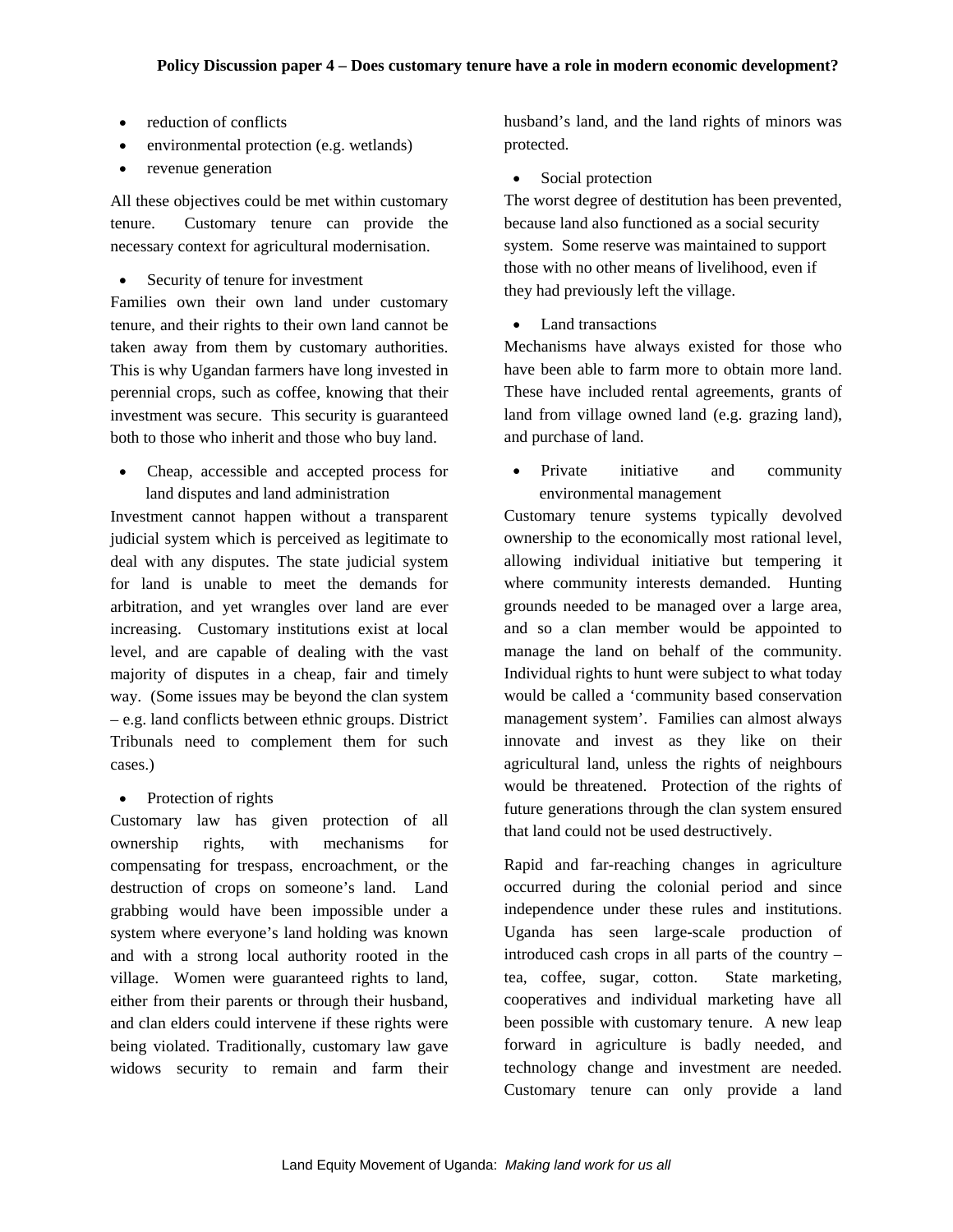- reduction of conflicts
- environmental protection (e.g. wetlands)
- revenue generation

All these objectives could be met within customary tenure. Customary tenure can provide the necessary context for agricultural modernisation.

- Security of tenure for investment

Families own their own land under customary tenure, and their rights to their own land cannot be taken away from them by customary authorities. This is why Ugandan farmers have long invested in perennial crops, such as coffee, knowing that their investment was secure. This security is guaranteed both to those who inherit and those who buy land.

- Cheap, accessible and accepted process for land disputes and land administration

Investment cannot happen without a transparent judicial system which is perceived as legitimate to deal with any disputes. The state judicial system for land is unable to meet the demands for arbitration, and yet wrangles over land are ever increasing. Customary institutions exist at local level, and are capable of dealing with the vast majority of disputes in a cheap, fair and timely way. (Some issues may be beyond the clan system – e.g. land conflicts between ethnic groups. District Tribunals need to complement them for such cases.)

- Protection of rights

Customary law has given protection of all ownership rights, with mechanisms for compensating for trespass, encroachment, or the destruction of crops on someone's land. Land grabbing would have been impossible under a system where everyone's land holding was known and with a strong local authority rooted in the village. Women were guaranteed rights to land, either from their parents or through their husband, and clan elders could intervene if these rights were being violated. Traditionally, customary law gave widows security to remain and farm their husband's land, and the land rights of minors was protected.

- Social protection

The worst degree of destitution has been prevented, because land also functioned as a social security system. Some reserve was maintained to support those with no other means of livelihood, even if they had previously left the village.

- Land transactions

Mechanisms have always existed for those who have been able to farm more to obtain more land. These have included rental agreements, grants of land from village owned land (e.g. grazing land), and purchase of land.

- Private initiative and community environmental management

Customary tenure systems typically devolved ownership to the economically most rational level, allowing individual initiative but tempering it where community interests demanded. Hunting grounds needed to be managed over a large area, and so a clan member would be appointed to manage the land on behalf of the community. Individual rights to hunt were subject to what today would be called a 'community based conservation management system'. Families can almost always innovate and invest as they like on their agricultural land, unless the rights of neighbours would be threatened. Protection of the rights of future generations through the clan system ensured that land could not be used destructively.

Rapid and far-reaching changes in agriculture occurred during the colonial period and since independence under these rules and institutions. Uganda has seen large-scale production of introduced cash crops in all parts of the country – tea, coffee, sugar, cotton. State marketing, cooperatives and individual marketing have all been possible with customary tenure. A new leap forward in agriculture is badly needed, and technology change and investment are needed. Customary tenure can only provide a land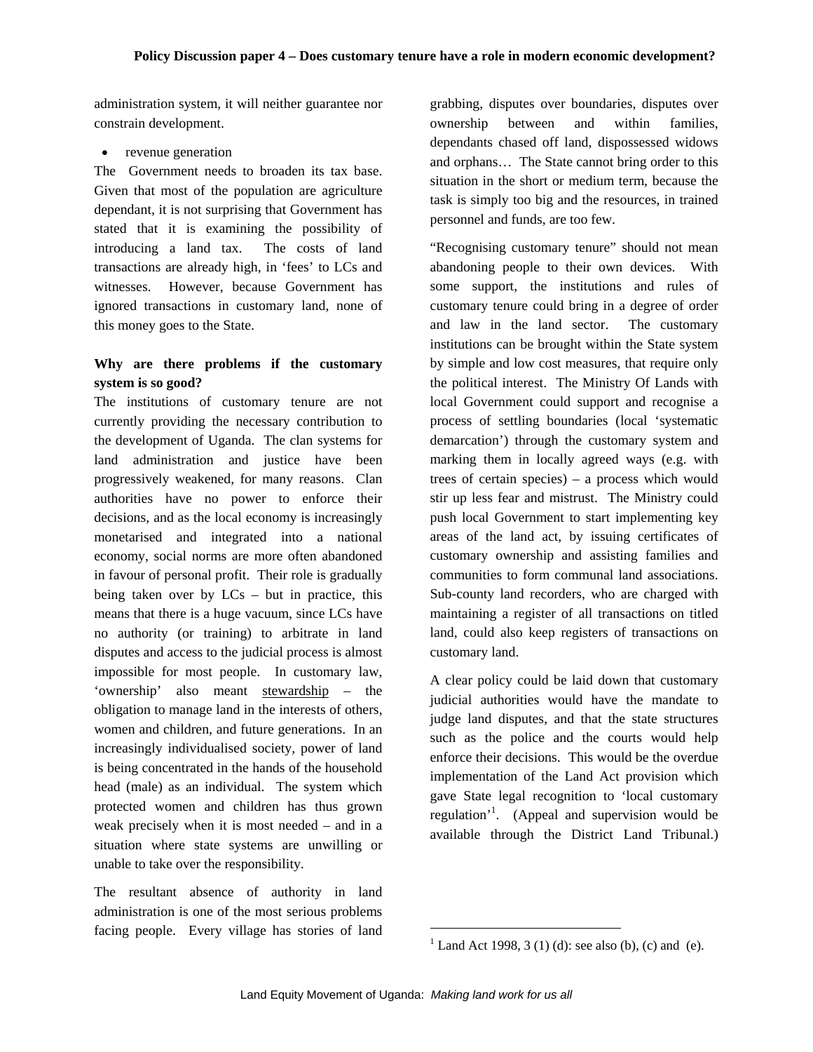administration system, it will neither guarantee nor constrain development.

- revenue generation

The Government needs to broaden its tax base. Given that most of the population are agriculture dependant, it is not surprising that Government has stated that it is examining the possibility of introducing a land tax. The costs of land transactions are already high, in 'fees' to LCs and witnesses. However, because Government has ignored transactions in customary land, none of this money goes to the State.

**Why are there problems if the customary system is so good?**

The institutions of customary tenure are not currently providing the necessary contribution to the development of Uganda. The clan systems for land administration and justice have been progressively weakened, for many reasons. Clan authorities have no power to enforce their decisions, and as the local economy is increasingly monetarised and integrated into a national economy, social norms are more often abandoned in favour of personal profit. Their role is gradually being taken over by LCs – but in practice, this means that there is a huge vacuum, since LCs have no authority (or training) to arbitrate in land disputes and access to the judicial process is almost impossible for most people. In customary law, 'ownership' also meant stewardship – the obligation to manage land in the interests of others, women and children, and future generations. In an increasingly individualised society, power of land is being concentrated in the hands of the household head (male) as an individual. The system which protected women and children has thus grown weak precisely when it is most needed – and in a situation where state systems are unwilling or unable to take over the responsibility.

The resultant absence of authority in land administration is one of the most serious problems facing people. Every village has stories of land grabbing, disputes over boundaries, disputes over ownership between and within families, dependants chased off land, dispossessed widows and orphans… The State cannot bring order to this situation in the short or medium term, because the task is simply too big and the resources, in trained personnel and funds, are too few.

"Recognising customary tenure" should not mean abandoning people to their own devices. With some support, the institutions and rules of customary tenure could bring in a degree of order and law in the land sector. The customary institutions can be brought within the State system by simple and low cost measures, that require only the political interest. The Ministry Of Lands with local Government could support and recognise a process of settling boundaries (local 'systematic demarcation') through the customary system and marking them in locally agreed ways (e.g. with trees of certain species) – a process which would stir up less fear and mistrust. The Ministry could push local Government to start implementing key areas of the land act, by issuing certificates of customary ownership and assisting families and communities to form communal land associations. Sub-county land recorders, who are charged with maintaining a register of all transactions on titled land, could also keep registers of transactions on customary land.

A clear policy could be laid down that customary judicial authorities would have the mandate to judge land disputes, and that the state structures such as the police and the courts would help enforce their decisions. This would be the overdue implementation of the Land Act provision which gave State legal recognition to 'local customary regulation'[1]. (Appeal and supervision would be available through the District Land Tribunal.)

[1] Land Act 1998, 3 (1) (d): see also (b), (c) and (e).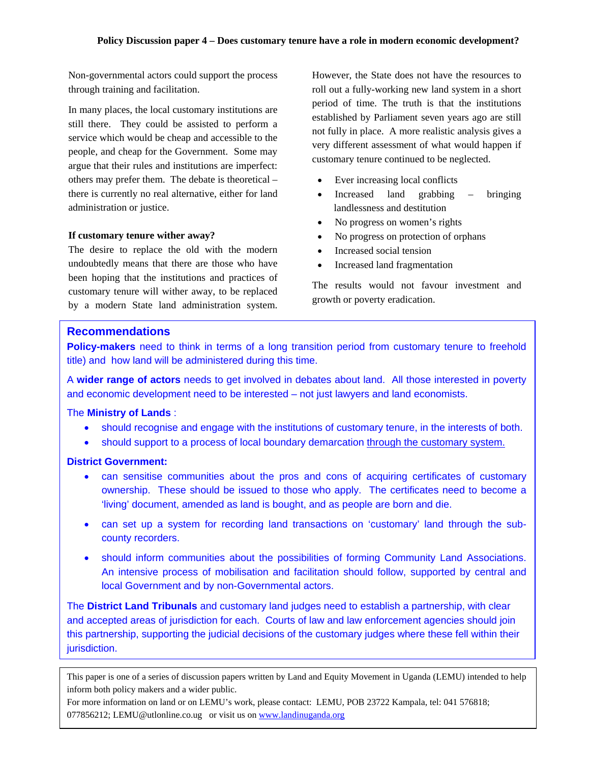Non-governmental actors could support the process through training and facilitation.

In many places, the local customary institutions are still there. They could be assisted to perform a service which would be cheap and accessible to the people, and cheap for the Government. Some may argue that their rules and institutions are imperfect: others may prefer them. The debate is theoretical – there is currently no real alternative, either for land administration or justice.

**If customary tenure wither away?**

The desire to replace the old with the modern undoubtedly means that there are those who have been hoping that the institutions and practices of customary tenure will wither away, to be replaced by a modern State land administration system. However, the State does not have the resources to roll out a fully-working new land system in a short period of time. The truth is that the institutions established by Parliament seven years ago are still not fully in place. A more realistic analysis gives a very different assessment of what would happen if customary tenure continued to be neglected.

- Ever increasing local conflicts
- Increased land grabbing – bringing landlessness and destitution
- No progress on women's rights
- No progress on protection of orphans
- Increased social tension
- Increased land fragmentation

The results would not favour investment and growth or poverty eradication.

## Recommendations

**Policy-makers** need to think in terms of a long transition period from customary tenure to freehold title) and how land will be administered during this time.

A **wider range of actors** needs to get involved in debates about land. All those interested in poverty and economic development need to be interested – not just lawyers and land economists.

The **Ministry of Lands** :

- should recognise and engage with the institutions of customary tenure, in the interests of both.
- should support to a process of local boundary demarcation through the customary system.

**District Government:**

- can sensitise communities about the pros and cons of acquiring certificates of customary ownership. These should be issued to those who apply. The certificates need to become a 'living' document, amended as land is bought, and as people are born and die.
- can set up a system for recording land transactions on 'customary' land through the sub-county recorders.
- should inform communities about the possibilities of forming Community Land Associations. An intensive process of mobilisation and facilitation should follow, supported by central and local Government and by non-Governmental actors.

The **District Land Tribunals** and customary land judges need to establish a partnership, with clear and accepted areas of jurisdiction for each. Courts of law and law enforcement agencies should join this partnership, supporting the judicial decisions of the customary judges where these fell within their jurisdiction.

This paper is one of a series of discussion papers written by Land and Equity Movement in Uganda (LEMU) intended to help inform both policy makers and a wider public.

For more information on land or on LEMU's work, please contact: LEMU, POB 23722 Kampala, tel: 041 576818; 077856212; LEMU@utlonline.co.ug or visit us on www.landinuganda.org